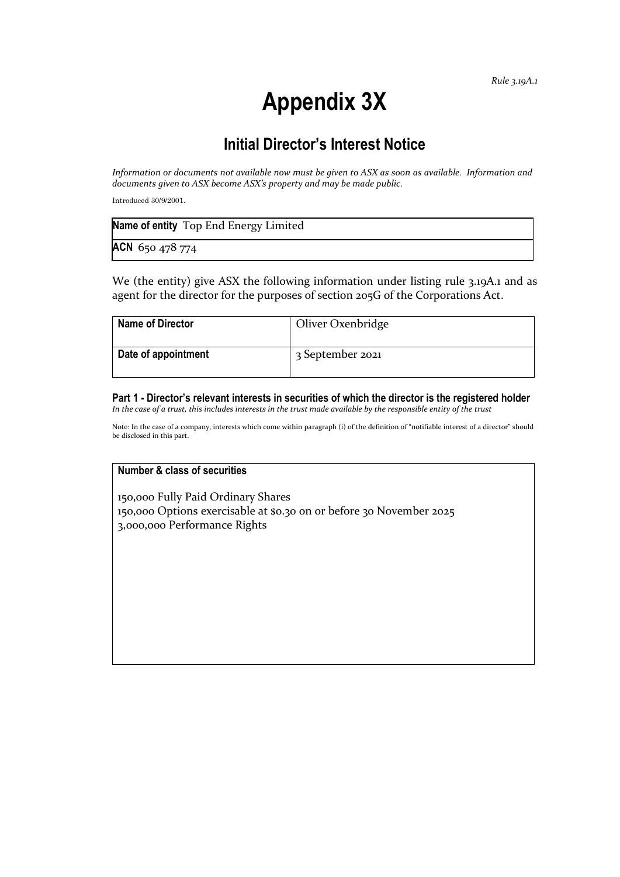*Rule 3.19A.1*

# Appendix 3X

## Initial Director's Interest Notice

*Information or documents not available now must be given to ASX as soon as available. Information and documents given to ASX become ASX's property and may be made public.*

Introduced 30/9/2001.

| **Name of entity** Top End Energy Limited |
|---|
| **ACN** 650 478 774 |

We (the entity) give ASX the following information under listing rule 3.19A.1 and as agent for the director for the purposes of section 205G of the Corporations Act.

| **Name of Director** | Oliver Oxenbridge |
|---|---|
| **Date of appointment** | 3 September 2021 |

### Part 1 - Director's relevant interests in securities of which the director is the registered holder

*In the case of a trust, this includes interests in the trust made available by the responsible entity of the trust*

Note: In the case of a company, interests which come within paragraph (i) of the definition of "notifiable interest of a director" should be disclosed in this part.

| **Number & class of securities** |
|---|
| 150,000 Fully Paid Ordinary Shares<br>150,000 Options exercisable at $0.30 on or before 30 November 2025<br>3,000,000 Performance Rights |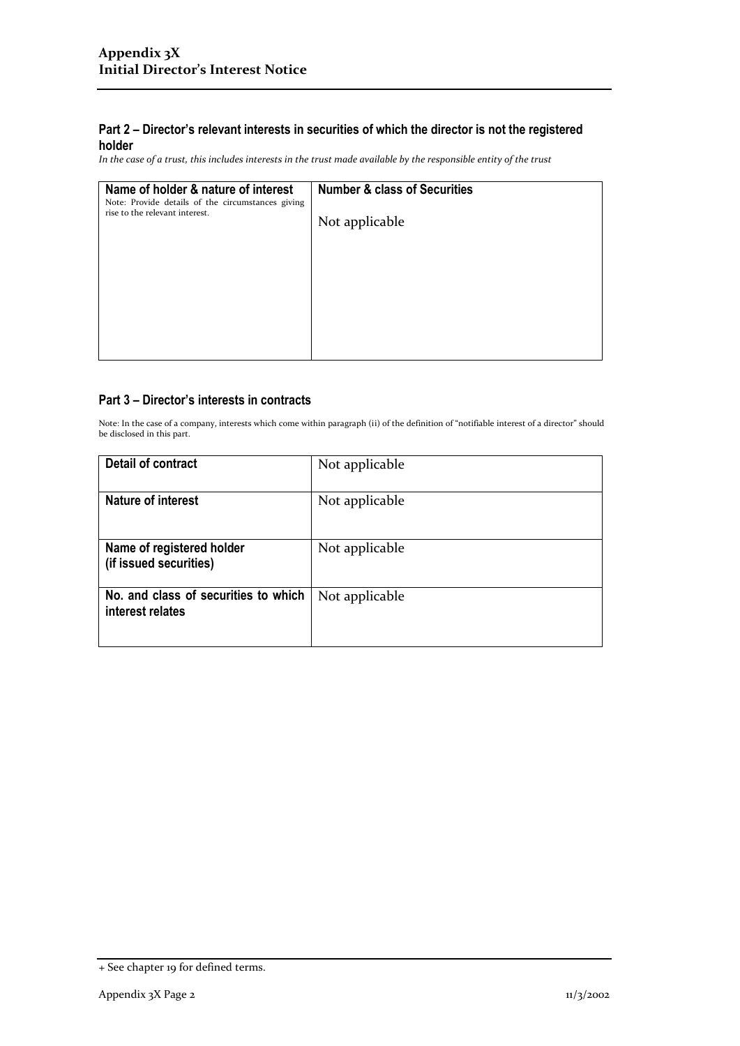## Part 2 – Director's relevant interests in securities of which the director is not the registered holder

*In the case of a trust, this includes interests in the trust made available by the responsible entity of the trust*

| Name of holder & nature of interest<br>Note: Provide details of the circumstances giving rise to the relevant interest. | Number & class of Securities |
|---|---|
| | Not applicable |

## Part 3 – Director's interests in contracts

Note: In the case of a company, interests which come within paragraph (ii) of the definition of "notifiable interest of a director" should be disclosed in this part.

| | |
|---|---|
| **Detail of contract** | Not applicable |
| **Nature of interest** | Not applicable |
| **Name of registered holder (if issued securities)** | Not applicable |
| **No. and class of securities to which interest relates** | Not applicable |

+ See chapter 19 for defined terms.